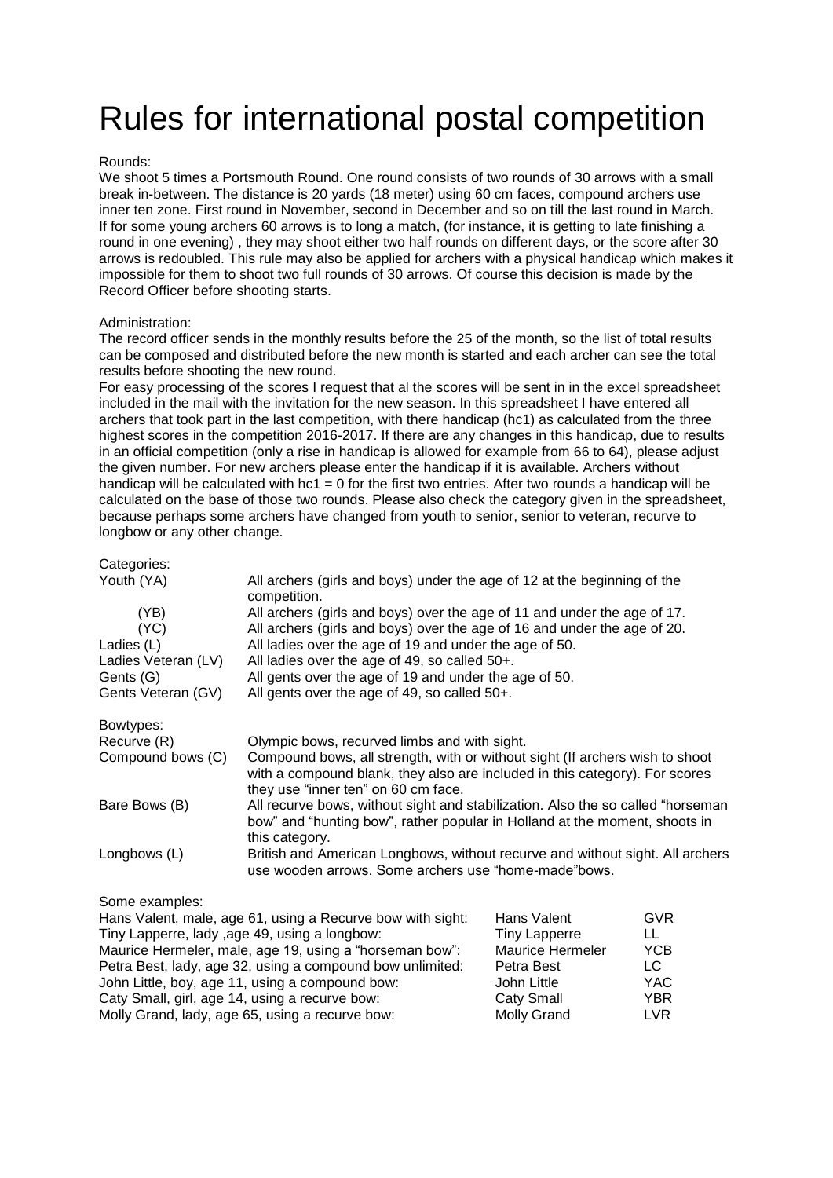# Rules for international postal competition

Rounds:
We shoot 5 times a Portsmouth Round. One round consists of two rounds of 30 arrows with a small break in-between. The distance is 20 yards (18 meter) using 60 cm faces, compound archers use inner ten zone. First round in November, second in December and so on till the last round in March. If for some young archers 60 arrows is to long a match, (for instance, it is getting to late finishing a round in one evening) , they may shoot either two half rounds on different days, or the score after 30 arrows is redoubled. This rule may also be applied for archers with a physical handicap which makes it impossible for them to shoot two full rounds of 30 arrows. Of course this decision is made by the Record Officer before shooting starts.

Administration:
The record officer sends in the monthly results <u>before the 25 of the month</u>, so the list of total results can be composed and distributed before the new month is started and each archer can see the total results before shooting the new round.
For easy processing of the scores I request that al the scores will be sent in in the excel spreadsheet included in the mail with the invitation for the new season. In this spreadsheet I have entered all archers that took part in the last competition, with there handicap (hc1) as calculated from the three highest scores in the competition 2016-2017. If there are any changes in this handicap, due to results in an official competition (only a rise in handicap is allowed for example from 66 to 64), please adjust the given number. For new archers please enter the handicap if it is available. Archers without handicap will be calculated with hc1 = 0 for the first two entries. After two rounds a handicap will be calculated on the base of those two rounds. Please also check the category given in the spreadsheet, because perhaps some archers have changed from youth to senior, senior to veteran, recurve to longbow or any other change.

Categories:

| | |
|---|---|
| Youth (YA) | All archers (girls and boys) under the age of 12 at the beginning of the competition. |
| (YB) | All archers (girls and boys) over the age of 11 and under the age of 17. |
| (YC) | All archers (girls and boys) over the age of 16 and under the age of 20. |
| Ladies (L) | All ladies over the age of 19 and under the age of 50. |
| Ladies Veteran (LV) | All ladies over the age of 49, so called 50+. |
| Gents (G) | All gents over the age of 19 and under the age of 50. |
| Gents Veteran (GV) | All gents over the age of 49, so called 50+. |

Bowtypes:

| | |
|---|---|
| Recurve (R) | Olympic bows, recurved limbs and with sight. |
| Compound bows (C) | Compound bows, all strength, with or without sight (If archers wish to shoot with a compound blank, they also are included in this category). For scores they use "inner ten" on 60 cm face. |
| Bare Bows (B) | All recurve bows, without sight and stabilization. Also the so called "horseman bow" and "hunting bow", rather popular in Holland at the moment, shoots in this category. |
| Longbows (L) | British and American Longbows, without recurve and without sight. All archers use wooden arrows. Some archers use "home-made"bows. |

Some examples:

| | | |
|---|---|---|
| Hans Valent, male, age 61, using a Recurve bow with sight: | Hans Valent | GVR |
| Tiny Lapperre, lady ,age 49, using a longbow: | Tiny Lapperre | LL |
| Maurice Hermeler, male, age 19, using a "horseman bow": | Maurice Hermeler | YCB |
| Petra Best, lady, age 32, using a compound bow unlimited: | Petra Best | LC |
| John Little, boy, age 11, using a compound bow: | John Little | YAC |
| Caty Small, girl, age 14, using a recurve bow: | Caty Small | YBR |
| Molly Grand, lady, age 65, using a recurve bow: | Molly Grand | LVR |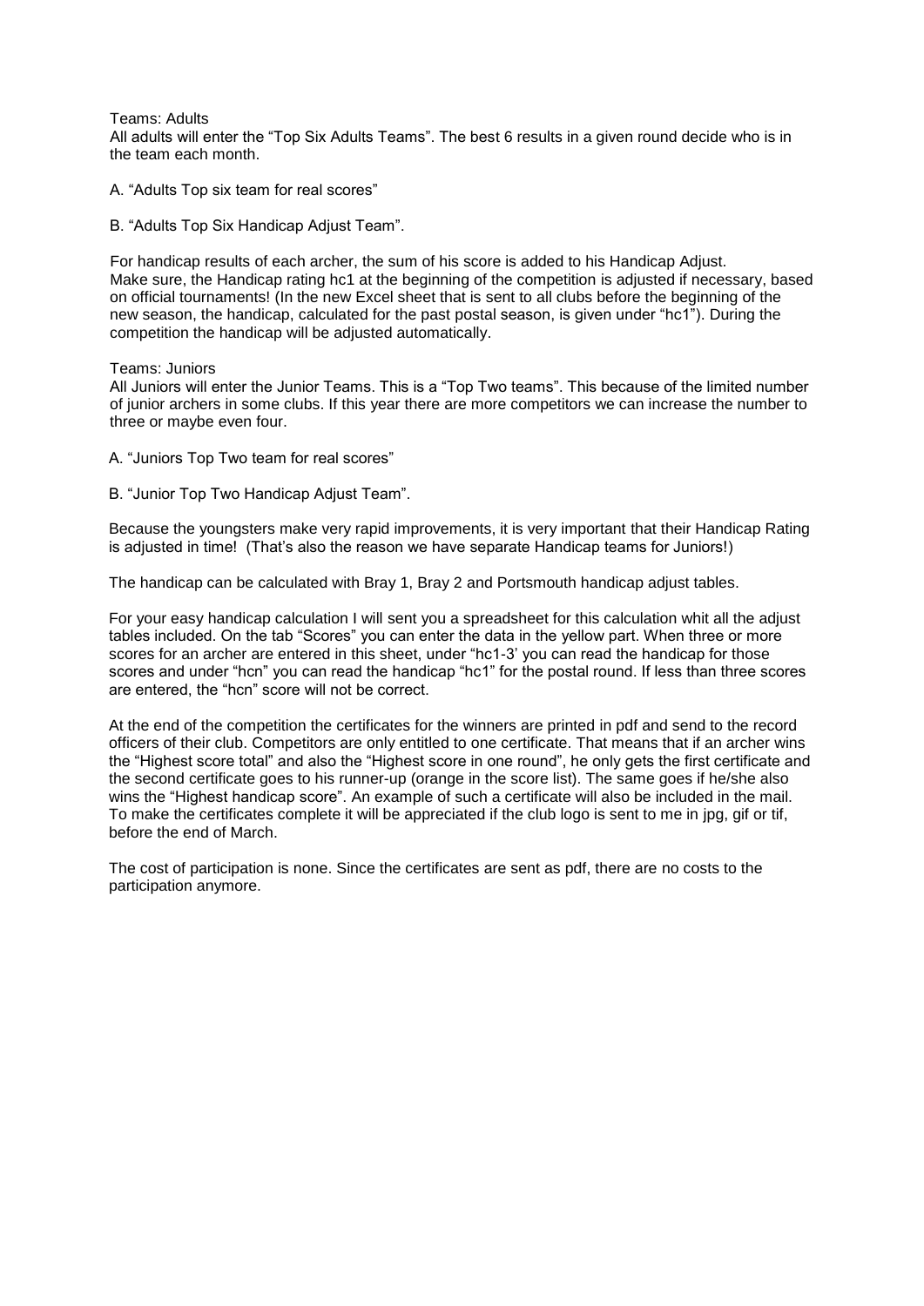Teams: Adults

All adults will enter the “Top Six Adults Teams”. The best 6 results in a given round decide who is in the team each month.

A. “Adults Top six team for real scores”

B. “Adults Top Six Handicap Adjust Team”.

For handicap results of each archer, the sum of his score is added to his Handicap Adjust. Make sure, the Handicap rating hc1 at the beginning of the competition is adjusted if necessary, based on official tournaments! (In the new Excel sheet that is sent to all clubs before the beginning of the new season, the handicap, calculated for the past postal season, is given under “hc1”). During the competition the handicap will be adjusted automatically.

Teams: Juniors

All Juniors will enter the Junior Teams. This is a “Top Two teams”. This because of the limited number of junior archers in some clubs. If this year there are more competitors we can increase the number to three or maybe even four.

A. “Juniors Top Two team for real scores”

B. “Junior Top Two Handicap Adjust Team”.

Because the youngsters make very rapid improvements, it is very important that their Handicap Rating is adjusted in time! (That’s also the reason we have separate Handicap teams for Juniors!)

The handicap can be calculated with Bray 1, Bray 2 and Portsmouth handicap adjust tables.

For your easy handicap calculation I will sent you a spreadsheet for this calculation whit all the adjust tables included. On the tab “Scores” you can enter the data in the yellow part. When three or more scores for an archer are entered in this sheet, under “hc1-3’ you can read the handicap for those scores and under “hcn” you can read the handicap “hc1” for the postal round. If less than three scores are entered, the “hcn” score will not be correct.

At the end of the competition the certificates for the winners are printed in pdf and send to the record officers of their club. Competitors are only entitled to one certificate. That means that if an archer wins the “Highest score total” and also the “Highest score in one round”, he only gets the first certificate and the second certificate goes to his runner-up (orange in the score list). The same goes if he/she also wins the “Highest handicap score”. An example of such a certificate will also be included in the mail. To make the certificates complete it will be appreciated if the club logo is sent to me in jpg, gif or tif, before the end of March.

The cost of participation is none. Since the certificates are sent as pdf, there are no costs to the participation anymore.